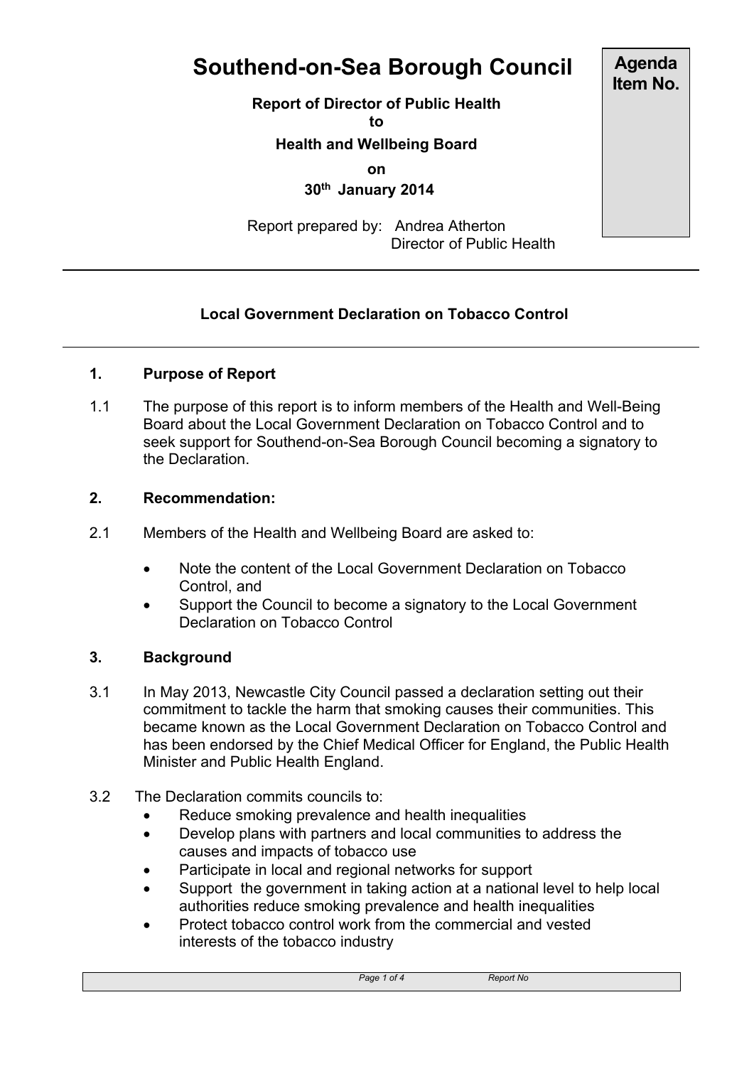# Southend-on-Sea Borough Council

**Agenda Item No.**

**Report of Director of Public Health**
**to**
**Health and Wellbeing Board**
**on**
**30th January 2014**

Report prepared by: Andrea Atherton
Director of Public Health

---

**Local Government Declaration on Tobacco Control**

---

## 1. Purpose of Report

1.1 The purpose of this report is to inform members of the Health and Well-Being Board about the Local Government Declaration on Tobacco Control and to seek support for Southend-on-Sea Borough Council becoming a signatory to the Declaration.

## 2. Recommendation:

2.1 Members of the Health and Wellbeing Board are asked to:

- Note the content of the Local Government Declaration on Tobacco Control, and
- Support the Council to become a signatory to the Local Government Declaration on Tobacco Control

## 3. Background

3.1 In May 2013, Newcastle City Council passed a declaration setting out their commitment to tackle the harm that smoking causes their communities. This became known as the Local Government Declaration on Tobacco Control and has been endorsed by the Chief Medical Officer for England, the Public Health Minister and Public Health England.

3.2 The Declaration commits councils to:

- Reduce smoking prevalence and health inequalities
- Develop plans with partners and local communities to address the causes and impacts of tobacco use
- Participate in local and regional networks for support
- Support the government in taking action at a national level to help local authorities reduce smoking prevalence and health inequalities
- Protect tobacco control work from the commercial and vested interests of the tobacco industry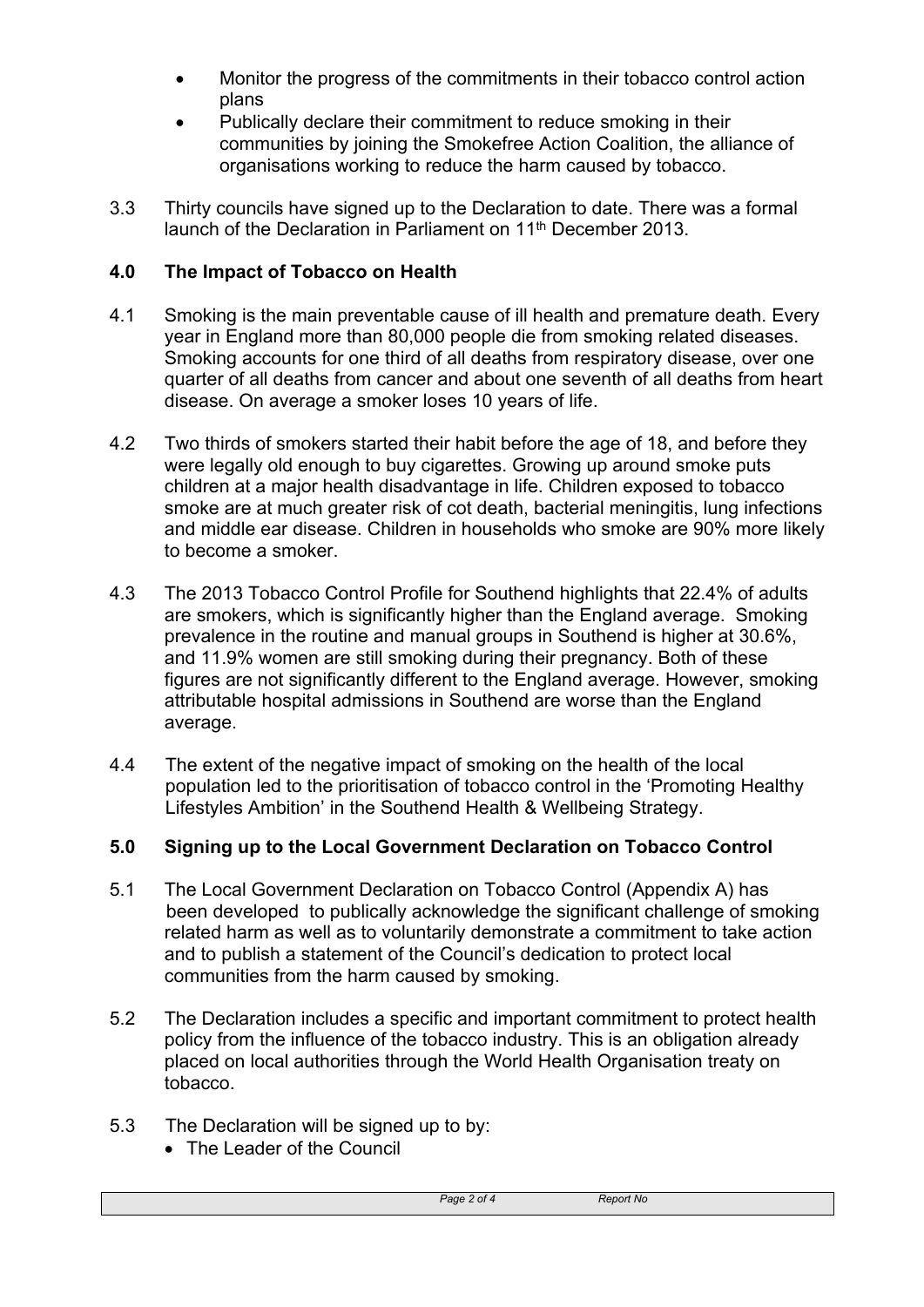- Monitor the progress of the commitments in their tobacco control action plans
- Publically declare their commitment to reduce smoking in their communities by joining the Smokefree Action Coalition, the alliance of organisations working to reduce the harm caused by tobacco.

3.3 Thirty councils have signed up to the Declaration to date. There was a formal launch of the Declaration in Parliament on 11th December 2013.

## 4.0 The Impact of Tobacco on Health

4.1 Smoking is the main preventable cause of ill health and premature death. Every year in England more than 80,000 people die from smoking related diseases. Smoking accounts for one third of all deaths from respiratory disease, over one quarter of all deaths from cancer and about one seventh of all deaths from heart disease. On average a smoker loses 10 years of life.

4.2 Two thirds of smokers started their habit before the age of 18, and before they were legally old enough to buy cigarettes. Growing up around smoke puts children at a major health disadvantage in life. Children exposed to tobacco smoke are at much greater risk of cot death, bacterial meningitis, lung infections and middle ear disease. Children in households who smoke are 90% more likely to become a smoker.

4.3 The 2013 Tobacco Control Profile for Southend highlights that 22.4% of adults are smokers, which is significantly higher than the England average. Smoking prevalence in the routine and manual groups in Southend is higher at 30.6%, and 11.9% women are still smoking during their pregnancy. Both of these figures are not significantly different to the England average. However, smoking attributable hospital admissions in Southend are worse than the England average.

4.4 The extent of the negative impact of smoking on the health of the local population led to the prioritisation of tobacco control in the 'Promoting Healthy Lifestyles Ambition' in the Southend Health & Wellbeing Strategy.

## 5.0 Signing up to the Local Government Declaration on Tobacco Control

5.1 The Local Government Declaration on Tobacco Control (Appendix A) has been developed to publically acknowledge the significant challenge of smoking related harm as well as to voluntarily demonstrate a commitment to take action and to publish a statement of the Council's dedication to protect local communities from the harm caused by smoking.

5.2 The Declaration includes a specific and important commitment to protect health policy from the influence of the tobacco industry. This is an obligation already placed on local authorities through the World Health Organisation treaty on tobacco.

5.3 The Declaration will be signed up to by:

- The Leader of the Council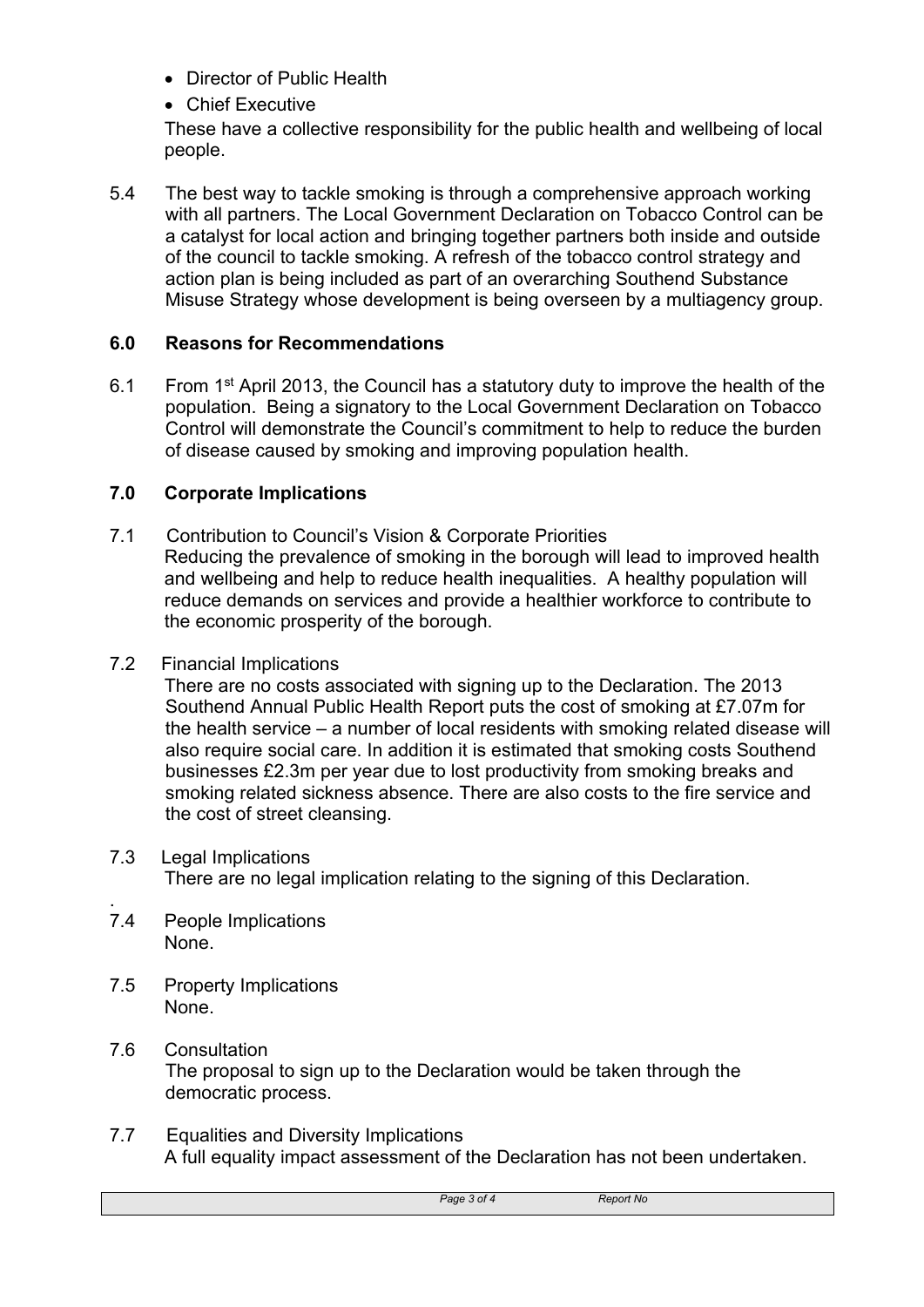- Director of Public Health
- Chief Executive

These have a collective responsibility for the public health and wellbeing of local people.

5.4 The best way to tackle smoking is through a comprehensive approach working with all partners. The Local Government Declaration on Tobacco Control can be a catalyst for local action and bringing together partners both inside and outside of the council to tackle smoking. A refresh of the tobacco control strategy and action plan is being included as part of an overarching Southend Substance Misuse Strategy whose development is being overseen by a multiagency group.

## 6.0 Reasons for Recommendations

6.1 From 1st April 2013, the Council has a statutory duty to improve the health of the population. Being a signatory to the Local Government Declaration on Tobacco Control will demonstrate the Council's commitment to help to reduce the burden of disease caused by smoking and improving population health.

## 7.0 Corporate Implications

7.1 Contribution to Council's Vision & Corporate Priorities
Reducing the prevalence of smoking in the borough will lead to improved health and wellbeing and help to reduce health inequalities. A healthy population will reduce demands on services and provide a healthier workforce to contribute to the economic prosperity of the borough.

7.2 Financial Implications
There are no costs associated with signing up to the Declaration. The 2013 Southend Annual Public Health Report puts the cost of smoking at £7.07m for the health service – a number of local residents with smoking related disease will also require social care. In addition it is estimated that smoking costs Southend businesses £2.3m per year due to lost productivity from smoking breaks and smoking related sickness absence. There are also costs to the fire service and the cost of street cleansing.

7.3 Legal Implications
There are no legal implication relating to the signing of this Declaration.

7.4 People Implications
None.

7.5 Property Implications
None.

7.6 Consultation
The proposal to sign up to the Declaration would be taken through the democratic process.

7.7 Equalities and Diversity Implications
A full equality impact assessment of the Declaration has not been undertaken.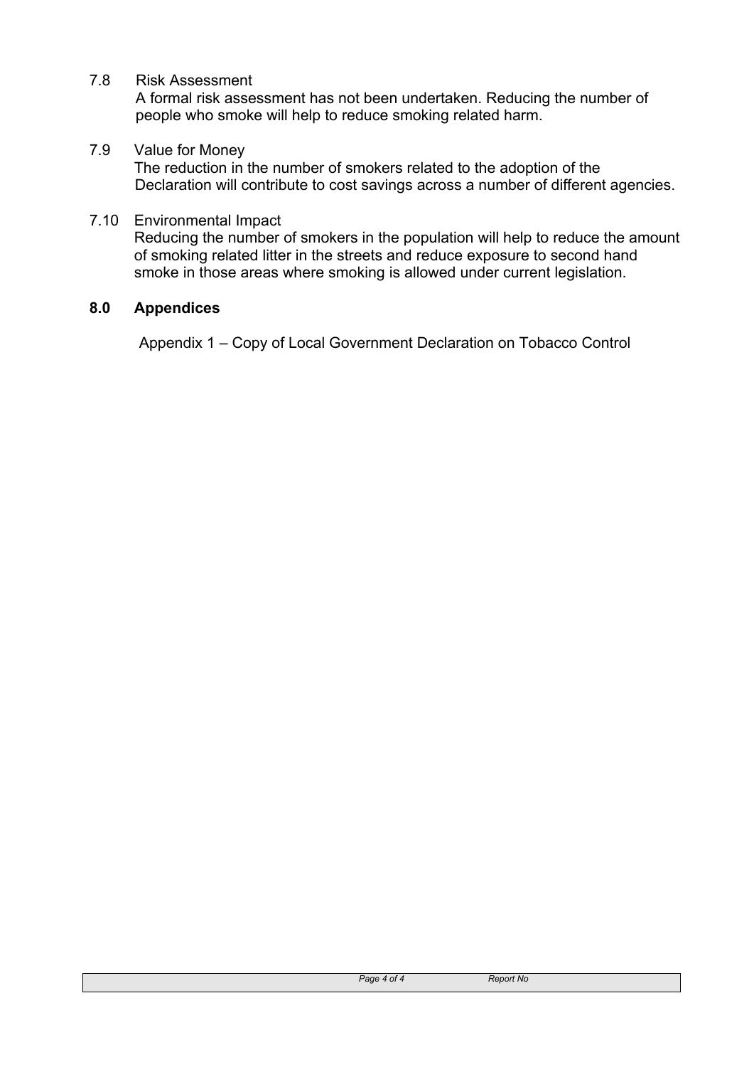7.8 Risk Assessment

A formal risk assessment has not been undertaken. Reducing the number of people who smoke will help to reduce smoking related harm.

7.9 Value for Money

The reduction in the number of smokers related to the adoption of the Declaration will contribute to cost savings across a number of different agencies.

7.10 Environmental Impact

Reducing the number of smokers in the population will help to reduce the amount of smoking related litter in the streets and reduce exposure to second hand smoke in those areas where smoking is allowed under current legislation.

## 8.0 Appendices

Appendix 1 – Copy of Local Government Declaration on Tobacco Control